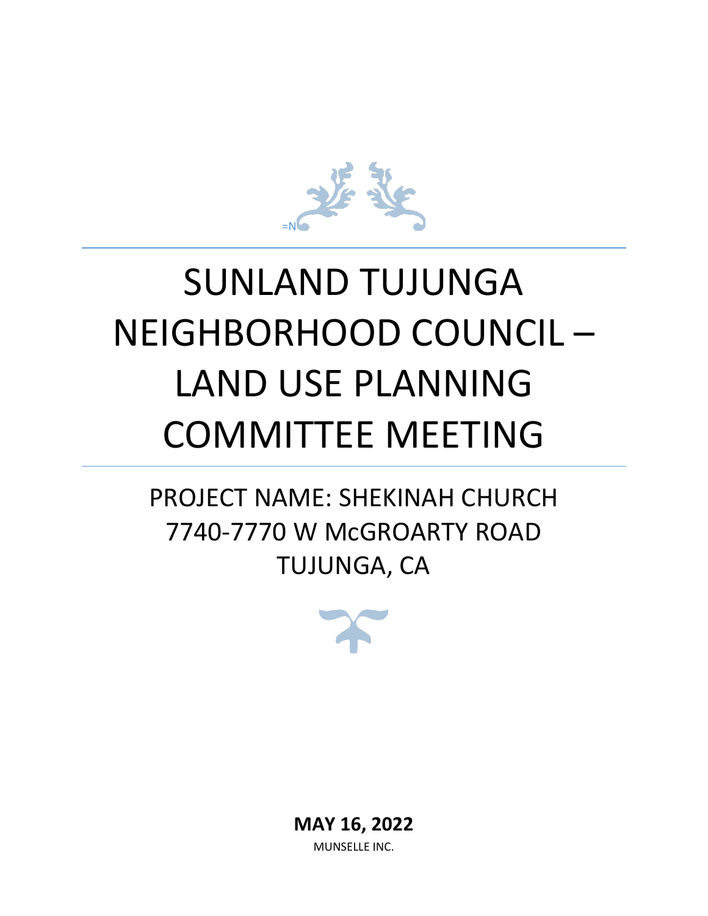# SUNLAND TUJUNGA NEIGHBORHOOD COUNCIL – LAND USE PLANNING COMMITTEE MEETING

## PROJECT NAME: SHEKINAH CHURCH 7740-7770 W McGROARTY ROAD TUJUNGA, CA

**MAY 16, 2022**

MUNSELLE INC.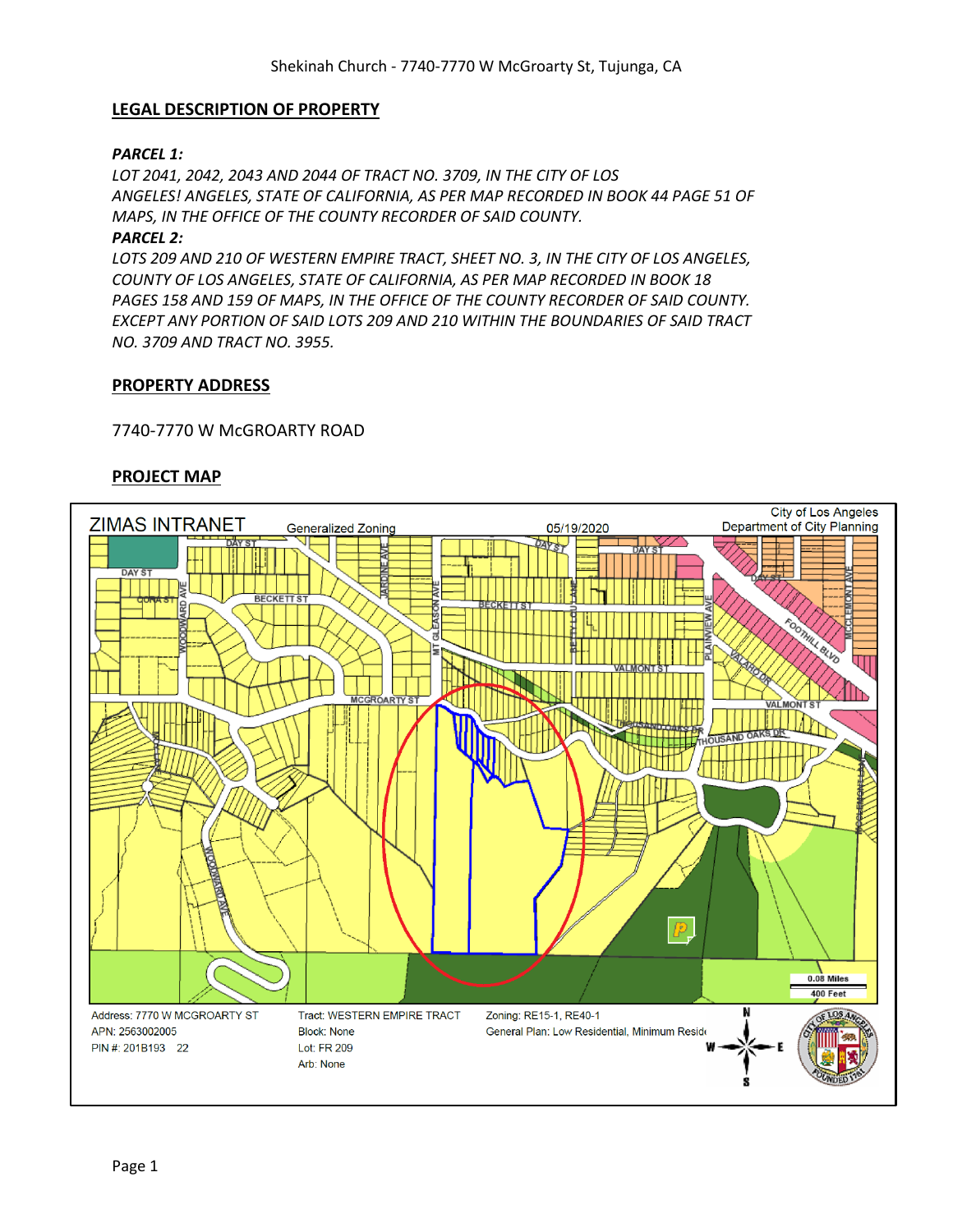## LEGAL DESCRIPTION OF PROPERTY

***PARCEL 1:***

*LOT 2041, 2042, 2043 AND 2044 OF TRACT NO. 3709, IN THE CITY OF LOS ANGELES! ANGELES, STATE OF CALIFORNIA, AS PER MAP RECORDED IN BOOK 44 PAGE 51 OF MAPS, IN THE OFFICE OF THE COUNTY RECORDER OF SAID COUNTY.*

***PARCEL 2:***

*LOTS 209 AND 210 OF WESTERN EMPIRE TRACT, SHEET NO. 3, IN THE CITY OF LOS ANGELES, COUNTY OF LOS ANGELES, STATE OF CALIFORNIA, AS PER MAP RECORDED IN BOOK 18 PAGES 158 AND 159 OF MAPS, IN THE OFFICE OF THE COUNTY RECORDER OF SAID COUNTY. EXCEPT ANY PORTION OF SAID LOTS 209 AND 210 WITHIN THE BOUNDARIES OF SAID TRACT NO. 3709 AND TRACT NO. 3955.*

## PROPERTY ADDRESS

7740-7770 W McGROARTY ROAD

## PROJECT MAP

ZIMAS INTRANET — Generalized Zoning — 05/19/2020 — City of Los Angeles Department of City Planning

Address: 7770 W MCGROARTY ST
APN: 2563002005
PIN #: 201B193 22

Tract: WESTERN EMPIRE TRACT
Block: None
Lot: FR 209
Arb: None

Zoning: RE15-1, RE40-1
General Plan: Low Residential, Minimum Reside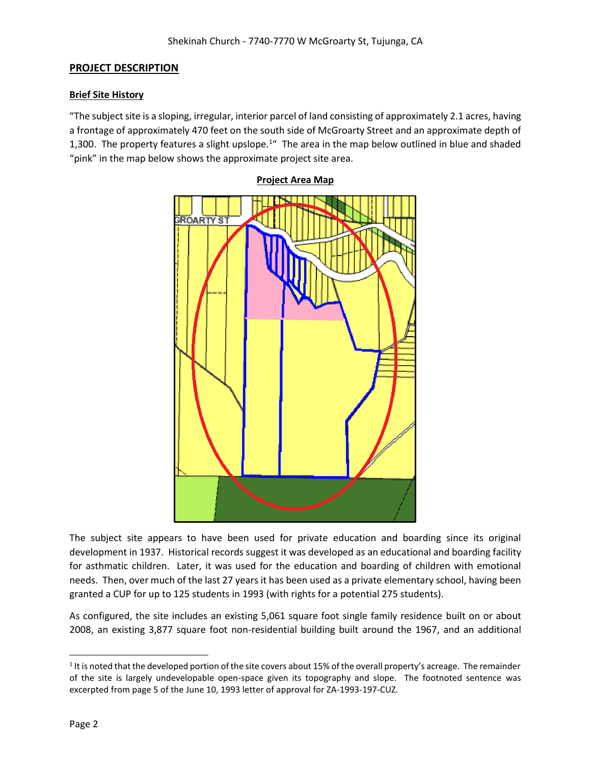## PROJECT DESCRIPTION

### Brief Site History

"The subject site is a sloping, irregular, interior parcel of land consisting of approximately 2.1 acres, having a frontage of approximately 470 feet on the south side of McGroarty Street and an approximate depth of 1,300. The property features a slight upslope.[1]" The area in the map below outlined in blue and shaded "pink" in the map below shows the approximate project site area.

**Project Area Map**

The subject site appears to have been used for private education and boarding since its original development in 1937. Historical records suggest it was developed as an educational and boarding facility for asthmatic children. Later, it was used for the education and boarding of children with emotional needs. Then, over much of the last 27 years it has been used as a private elementary school, having been granted a CUP for up to 125 students in 1993 (with rights for a potential 275 students).

As configured, the site includes an existing 5,061 square foot single family residence built on or about 2008, an existing 3,877 square foot non-residential building built around the 1967, and an additional

[1] It is noted that the developed portion of the site covers about 15% of the overall property's acreage. The remainder of the site is largely undevelopable open-space given its topography and slope. The footnoted sentence was excerpted from page 5 of the June 10, 1993 letter of approval for ZA-1993-197-CUZ.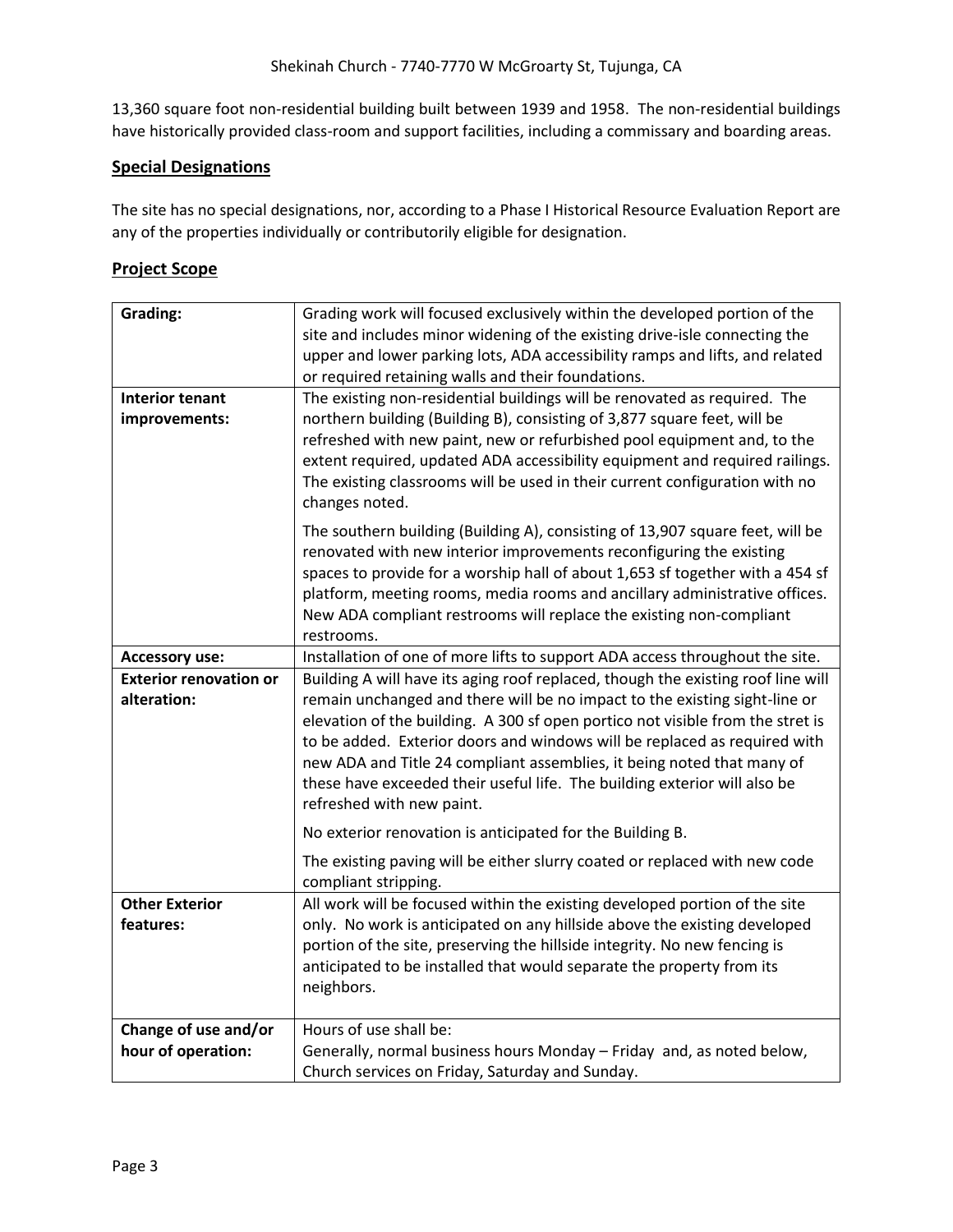13,360 square foot non-residential building built between 1939 and 1958. The non-residential buildings have historically provided class-room and support facilities, including a commissary and boarding areas.

## Special Designations

The site has no special designations, nor, according to a Phase I Historical Resource Evaluation Report are any of the properties individually or contributorily eligible for designation.

## Project Scope

| | |
|---|---|
| **Grading:** | Grading work will focused exclusively within the developed portion of the site and includes minor widening of the existing drive-isle connecting the upper and lower parking lots, ADA accessibility ramps and lifts, and related or required retaining walls and their foundations. |
| **Interior tenant improvements:** | The existing non-residential buildings will be renovated as required. The northern building (Building B), consisting of 3,877 square feet, will be refreshed with new paint, new or refurbished pool equipment and, to the extent required, updated ADA accessibility equipment and required railings. The existing classrooms will be used in their current configuration with no changes noted.<br><br>The southern building (Building A), consisting of 13,907 square feet, will be renovated with new interior improvements reconfiguring the existing spaces to provide for a worship hall of about 1,653 sf together with a 454 sf platform, meeting rooms, media rooms and ancillary administrative offices. New ADA compliant restrooms will replace the existing non-compliant restrooms. |
| **Accessory use:** | Installation of one of more lifts to support ADA access throughout the site. |
| **Exterior renovation or alteration:** | Building A will have its aging roof replaced, though the existing roof line will remain unchanged and there will be no impact to the existing sight-line or elevation of the building. A 300 sf open portico not visible from the stret is to be added. Exterior doors and windows will be replaced as required with new ADA and Title 24 compliant assemblies, it being noted that many of these have exceeded their useful life. The building exterior will also be refreshed with new paint.<br><br>No exterior renovation is anticipated for the Building B.<br><br>The existing paving will be either slurry coated or replaced with new code compliant stripping. |
| **Other Exterior features:** | All work will be focused within the existing developed portion of the site only. No work is anticipated on any hillside above the existing developed portion of the site, preserving the hillside integrity. No new fencing is anticipated to be installed that would separate the property from its neighbors. |
| **Change of use and/or hour of operation:** | Hours of use shall be:<br>Generally, normal business hours Monday – Friday and, as noted below, Church services on Friday, Saturday and Sunday. |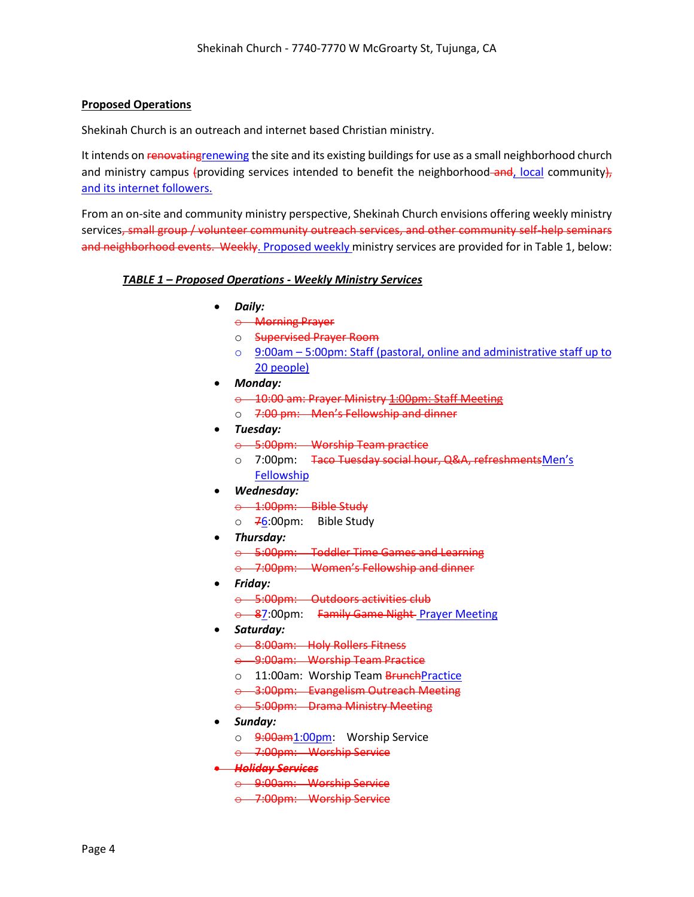**Proposed Operations**

Shekinah Church is an outreach and internet based Christian ministry.

It intends on ~~renovating~~renewing the site and its existing buildings for use as a small neighborhood church and ministry campus ~~(~~providing services intended to benefit the neighborhood ~~and~~, local community~~),~~ and its internet followers.

From an on-site and community ministry perspective, Shekinah Church envisions offering weekly ministry services~~, small group / volunteer community outreach services, and other community self-help seminars and neighborhood events. Weekly~~. Proposed weekly ministry services are provided for in Table 1, below:

***TABLE 1 – Proposed Operations - Weekly Ministry Services***

- ***Daily:***
  - ~~Morning Prayer~~
  - ~~Supervised Prayer Room~~
  - 9:00am – 5:00pm: Staff (pastoral, online and administrative staff up to 20 people)
- ***Monday:***
  - ~~10:00 am: Prayer Ministry 1:00pm: Staff Meeting~~
  - ~~7:00 pm: Men's Fellowship and dinner~~
- ***Tuesday:***
  - ~~5:00pm: Worship Team practice~~
  - 7:00pm: ~~Taco Tuesday social hour, Q&A, refreshments~~Men's Fellowship
- ***Wednesday:***
  - ~~1:00pm: Bible Study~~
  - ~~7~~6:00pm: Bible Study
- ***Thursday:***
  - ~~5:00pm: Toddler Time Games and Learning~~
  - ~~7:00pm: Women's Fellowship and dinner~~
- ***Friday:***
  - ~~5:00pm: Outdoors activities club~~
  - ~~8~~7:00pm: ~~Family Game Night~~ Prayer Meeting
- ***Saturday:***
  - ~~8:00am: Holy Rollers Fitness~~
  - ~~9:00am: Worship Team Practice~~
  - 11:00am: Worship Team ~~Brunch~~Practice
  - ~~3:00pm: Evangelism Outreach Meeting~~
  - ~~5:00pm: Drama Ministry Meeting~~
- ***Sunday:***
  - ~~9:00am~~1:00pm: Worship Service
  - ~~7:00pm: Worship Service~~
- ~~***Holiday Services***~~
  - ~~9:00am: Worship Service~~
  - ~~7:00pm: Worship Service~~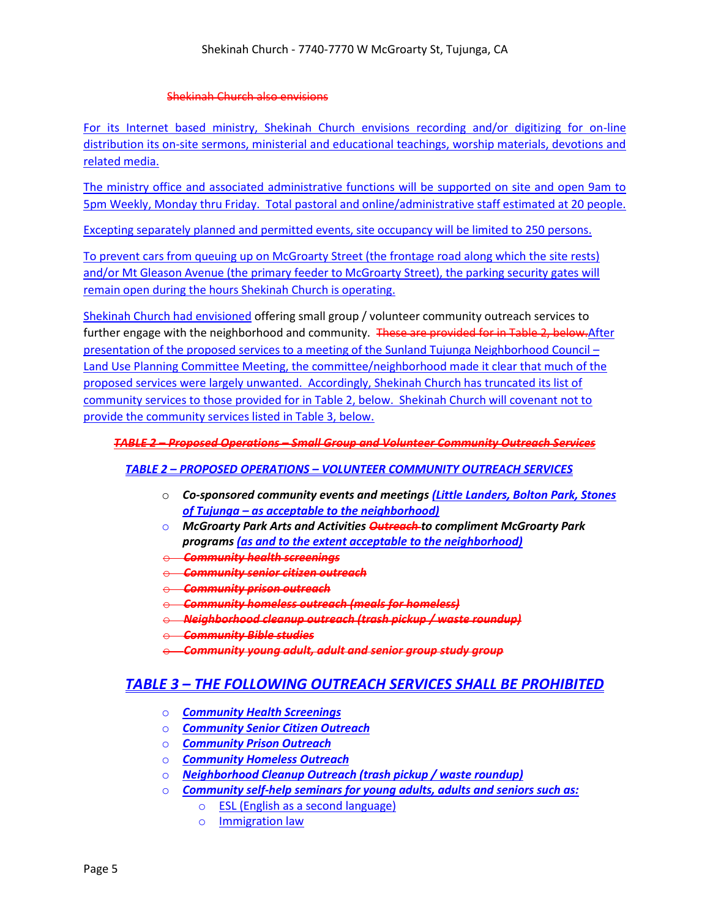~~Shekinah Church also envisions~~

For its Internet based ministry, Shekinah Church envisions recording and/or digitizing for on-line distribution its on-site sermons, ministerial and educational teachings, worship materials, devotions and related media.

The ministry office and associated administrative functions will be supported on site and open 9am to 5pm Weekly, Monday thru Friday. Total pastoral and online/administrative staff estimated at 20 people.

Excepting separately planned and permitted events, site occupancy will be limited to 250 persons.

To prevent cars from queuing up on McGroarty Street (the frontage road along which the site rests) and/or Mt Gleason Avenue (the primary feeder to McGroarty Street), the parking security gates will remain open during the hours Shekinah Church is operating.

Shekinah Church had envisioned offering small group / volunteer community outreach services to further engage with the neighborhood and community. ~~These are provided for in Table 2, below.~~After presentation of the proposed services to a meeting of the Sunland Tujunga Neighborhood Council – Land Use Planning Committee Meeting, the committee/neighborhood made it clear that much of the proposed services were largely unwanted. Accordingly, Shekinah Church has truncated its list of community services to those provided for in Table 2, below. Shekinah Church will covenant not to provide the community services listed in Table 3, below.

***~~TABLE 2 – Proposed Operations – Small Group and Volunteer Community Outreach Services~~***

***TABLE 2 – PROPOSED OPERATIONS – VOLUNTEER COMMUNITY OUTREACH SERVICES***

- ***Co-sponsored community events and meetings (Little Landers, Bolton Park, Stones of Tujunga – as acceptable to the neighborhood)***
- ***McGroarty Park Arts and Activities ~~Outreach~~ to compliment McGroarty Park programs (as and to the extent acceptable to the neighborhood)***
- ***~~Community health screenings~~***
- ***~~Community senior citizen outreach~~***
- ***~~Community prison outreach~~***
- ***~~Community homeless outreach (meals for homeless)~~***
- ***~~Neighborhood cleanup outreach (trash pickup / waste roundup)~~***
- ***~~Community Bible studies~~***
- ***~~Community young adult, adult and senior group study group~~***

## *TABLE 3 – THE FOLLOWING OUTREACH SERVICES SHALL BE PROHIBITED*

- ***Community Health Screenings***
- ***Community Senior Citizen Outreach***
- ***Community Prison Outreach***
- ***Community Homeless Outreach***
- ***Neighborhood Cleanup Outreach (trash pickup / waste roundup)***
- ***Community self-help seminars for young adults, adults and seniors such as:***
  - ESL (English as a second language)
  - Immigration law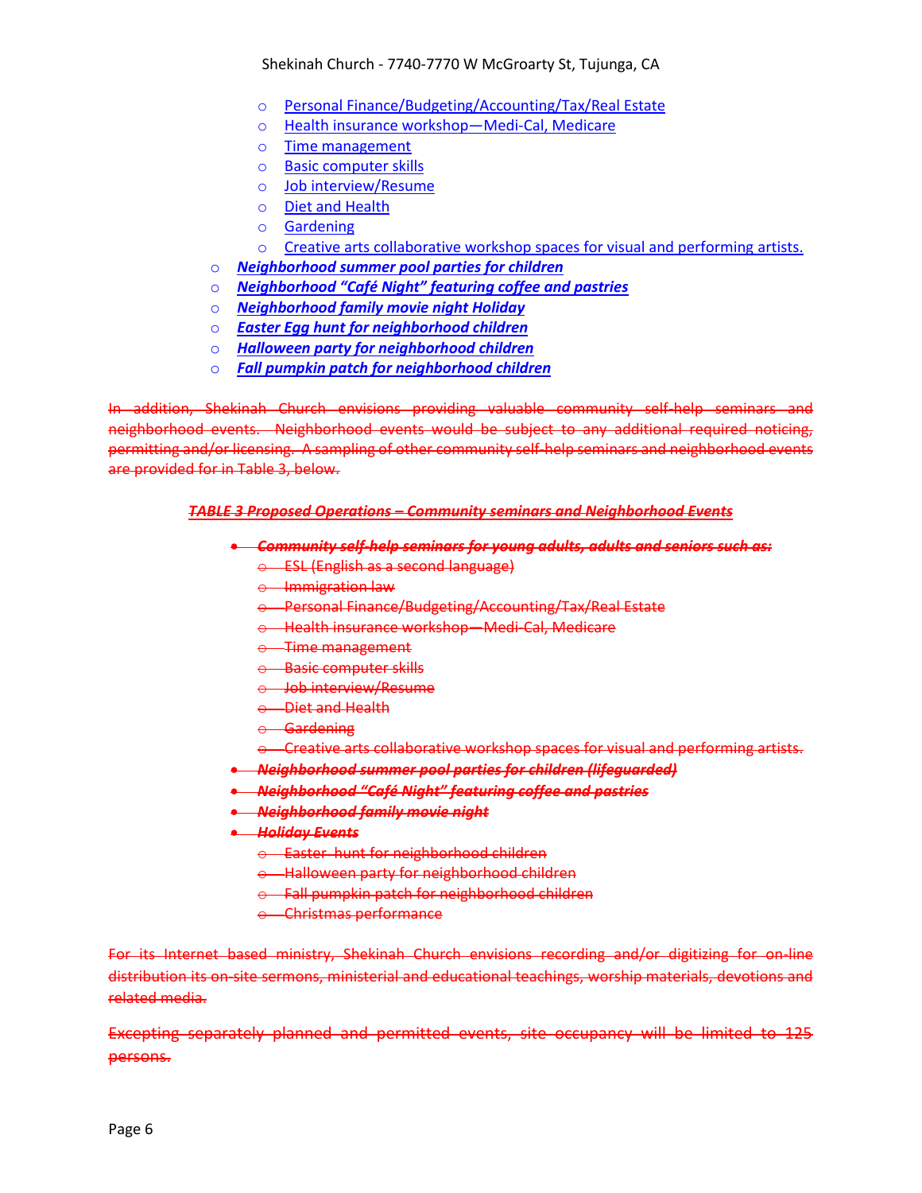- Personal Finance/Budgeting/Accounting/Tax/Real Estate
  - Health insurance workshop—Medi-Cal, Medicare
  - Time management
  - Basic computer skills
  - Job interview/Resume
  - Diet and Health
  - Gardening
  - Creative arts collaborative workshop spaces for visual and performing artists.
- ***Neighborhood summer pool parties for children***
- ***Neighborhood "Café Night" featuring coffee and pastries***
- ***Neighborhood family movie night Holiday***
- ***Easter Egg hunt for neighborhood children***
- ***Halloween party for neighborhood children***
- ***Fall pumpkin patch for neighborhood children***

~~In addition, Shekinah Church envisions providing valuable community self-help seminars and neighborhood events. Neighborhood events would be subject to any additional required noticing, permitting and/or licensing. A sampling of other community self-help seminars and neighborhood events are provided for in Table 3, below.~~

***~~TABLE 3 Proposed Operations – Community seminars and Neighborhood Events~~***

- ***~~Community self-help seminars for young adults, adults and seniors such as:~~***
  - ~~ESL (English as a second language)~~
  - ~~Immigration law~~
  - ~~Personal Finance/Budgeting/Accounting/Tax/Real Estate~~
  - ~~Health insurance workshop—Medi-Cal, Medicare~~
  - ~~Time management~~
  - ~~Basic computer skills~~
  - ~~Job interview/Resume~~
  - ~~Diet and Health~~
  - ~~Gardening~~
  - ~~Creative arts collaborative workshop spaces for visual and performing artists.~~
- ***~~Neighborhood summer pool parties for children (lifeguarded)~~***
- ***~~Neighborhood "Café Night" featuring coffee and pastries~~***
- ***~~Neighborhood family movie night~~***
- ***~~Holiday Events~~***
  - ~~Easter hunt for neighborhood children~~
  - ~~Halloween party for neighborhood children~~
  - ~~Fall pumpkin patch for neighborhood children~~
  - ~~Christmas performance~~

~~For its Internet based ministry, Shekinah Church envisions recording and/or digitizing for on-line distribution its on-site sermons, ministerial and educational teachings, worship materials, devotions and related media.~~

~~Excepting separately planned and permitted events, site occupancy will be limited to 125 persons.~~